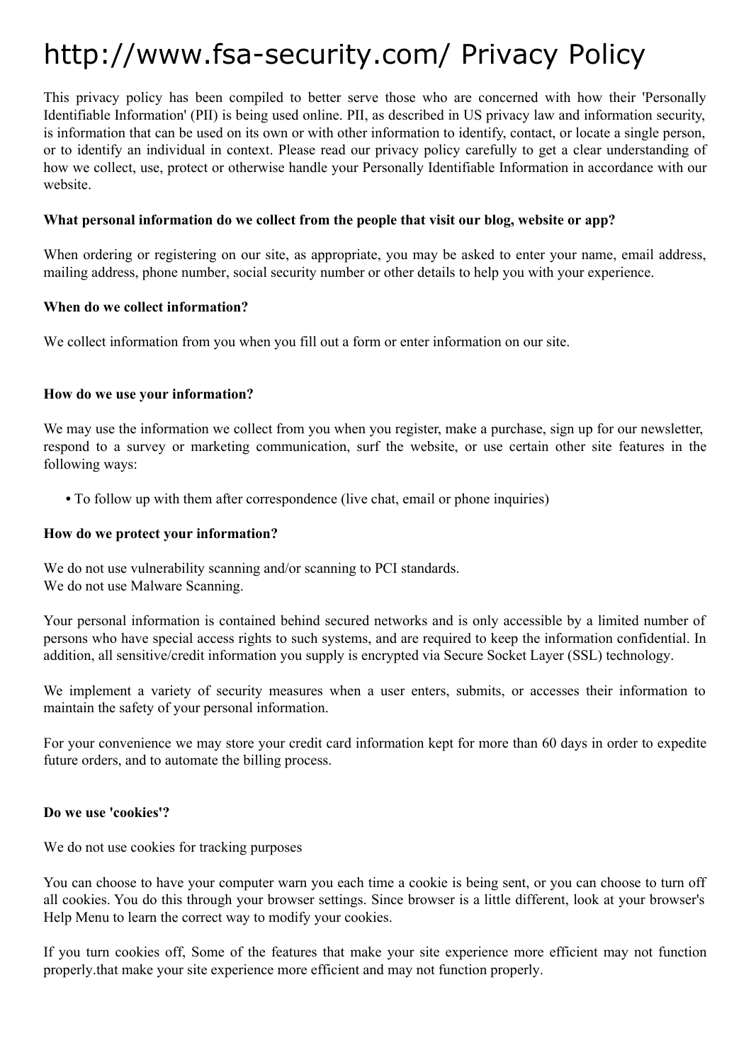# http://www.fsa-security.com/ Privacy Policy

This privacy policy has been compiled to better serve those who are concerned with how their 'Personally Identifiable Information' (PII) is being used online. PII, as described in US privacy law and information security, is information that can be used on its own or with other information to identify, contact, or locate a single person, or to identify an individual in context. Please read our privacy policy carefully to get a clear understanding of how we collect, use, protect or otherwise handle your Personally Identifiable Information in accordance with our website.

**What personal information do we collect from the people that visit our blog, website or app?**

When ordering or registering on our site, as appropriate, you may be asked to enter your name, email address, mailing address, phone number, social security number or other details to help you with your experience.

**When do we collect information?**

We collect information from you when you fill out a form or enter information on our site.

**How do we use your information?**

We may use the information we collect from you when you register, make a purchase, sign up for our newsletter, respond to a survey or marketing communication, surf the website, or use certain other site features in the following ways:

- To follow up with them after correspondence (live chat, email or phone inquiries)

**How do we protect your information?**

We do not use vulnerability scanning and/or scanning to PCI standards.
We do not use Malware Scanning.

Your personal information is contained behind secured networks and is only accessible by a limited number of persons who have special access rights to such systems, and are required to keep the information confidential. In addition, all sensitive/credit information you supply is encrypted via Secure Socket Layer (SSL) technology.

We implement a variety of security measures when a user enters, submits, or accesses their information to maintain the safety of your personal information.

For your convenience we may store your credit card information kept for more than 60 days in order to expedite future orders, and to automate the billing process.

**Do we use 'cookies'?**

We do not use cookies for tracking purposes

You can choose to have your computer warn you each time a cookie is being sent, or you can choose to turn off all cookies. You do this through your browser settings. Since browser is a little different, look at your browser's Help Menu to learn the correct way to modify your cookies.

If you turn cookies off, Some of the features that make your site experience more efficient may not function properly.that make your site experience more efficient and may not function properly.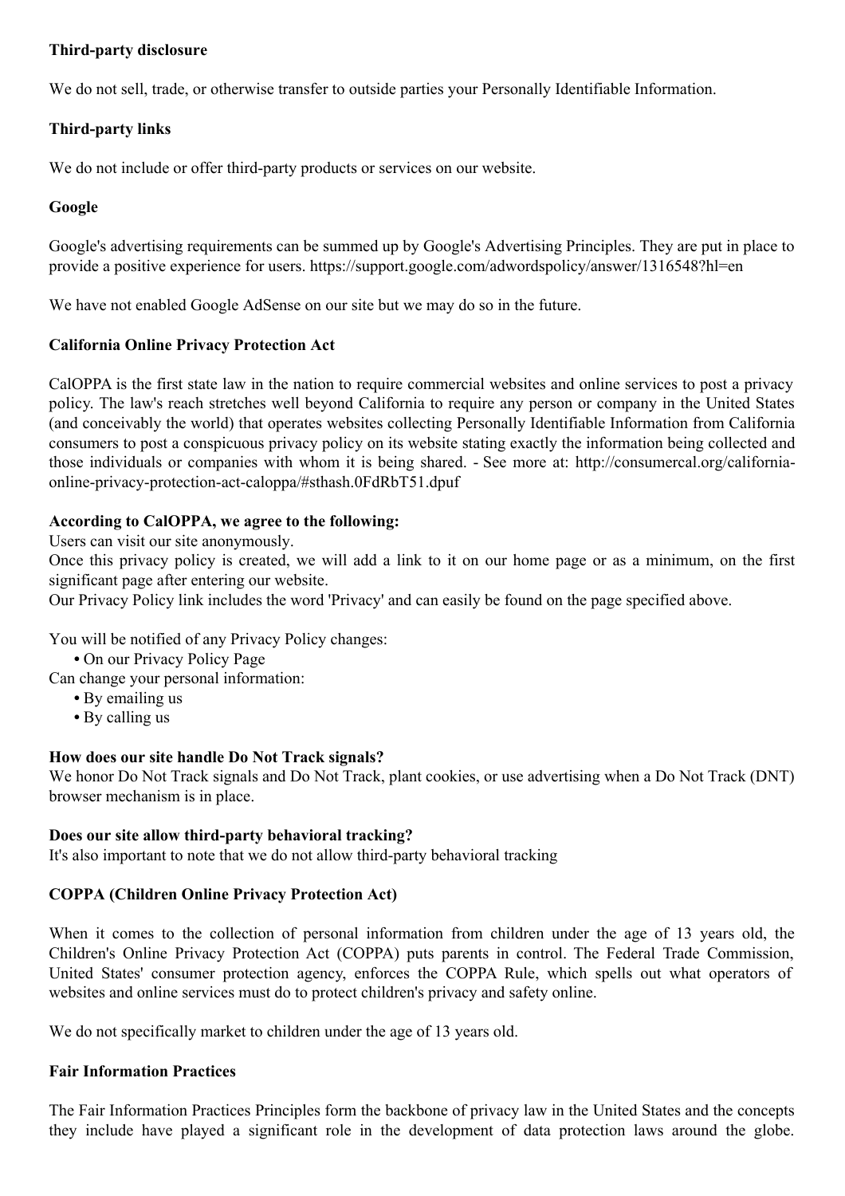**Third-party disclosure**

We do not sell, trade, or otherwise transfer to outside parties your Personally Identifiable Information.

**Third-party links**

We do not include or offer third-party products or services on our website.

**Google**

Google's advertising requirements can be summed up by Google's Advertising Principles. They are put in place to provide a positive experience for users. https://support.google.com/adwordspolicy/answer/1316548?hl=en

We have not enabled Google AdSense on our site but we may do so in the future.

**California Online Privacy Protection Act**

CalOPPA is the first state law in the nation to require commercial websites and online services to post a privacy policy. The law's reach stretches well beyond California to require any person or company in the United States (and conceivably the world) that operates websites collecting Personally Identifiable Information from California consumers to post a conspicuous privacy policy on its website stating exactly the information being collected and those individuals or companies with whom it is being shared. - See more at: http://consumercal.org/california-online-privacy-protection-act-caloppa/#sthash.0FdRbT51.dpuf

**According to CalOPPA, we agree to the following:**
Users can visit our site anonymously.
Once this privacy policy is created, we will add a link to it on our home page or as a minimum, on the first significant page after entering our website.
Our Privacy Policy link includes the word 'Privacy' and can easily be found on the page specified above.

You will be notified of any Privacy Policy changes:
- On our Privacy Policy Page

Can change your personal information:
- By emailing us
- By calling us

**How does our site handle Do Not Track signals?**
We honor Do Not Track signals and Do Not Track, plant cookies, or use advertising when a Do Not Track (DNT) browser mechanism is in place.

**Does our site allow third-party behavioral tracking?**
It's also important to note that we do not allow third-party behavioral tracking

**COPPA (Children Online Privacy Protection Act)**

When it comes to the collection of personal information from children under the age of 13 years old, the Children's Online Privacy Protection Act (COPPA) puts parents in control. The Federal Trade Commission, United States' consumer protection agency, enforces the COPPA Rule, which spells out what operators of websites and online services must do to protect children's privacy and safety online.

We do not specifically market to children under the age of 13 years old.

**Fair Information Practices**

The Fair Information Practices Principles form the backbone of privacy law in the United States and the concepts they include have played a significant role in the development of data protection laws around the globe.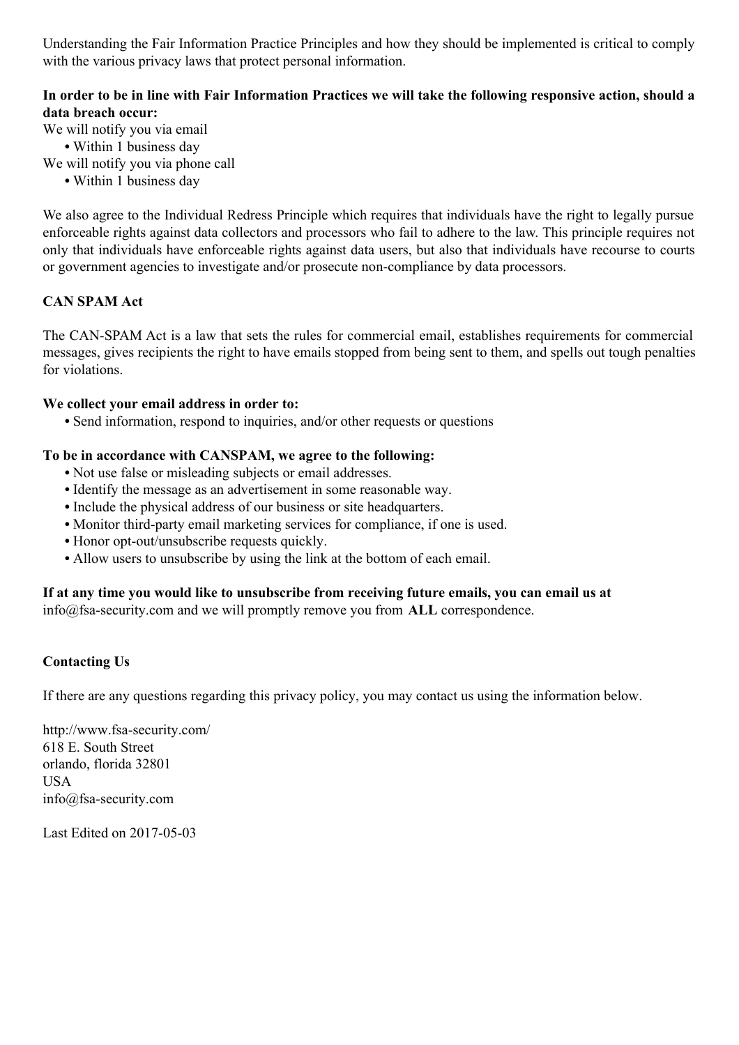Understanding the Fair Information Practice Principles and how they should be implemented is critical to comply with the various privacy laws that protect personal information.

**In order to be in line with Fair Information Practices we will take the following responsive action, should a data breach occur:**

We will notify you via email

- Within 1 business day

We will notify you via phone call

- Within 1 business day

We also agree to the Individual Redress Principle which requires that individuals have the right to legally pursue enforceable rights against data collectors and processors who fail to adhere to the law. This principle requires not only that individuals have enforceable rights against data users, but also that individuals have recourse to courts or government agencies to investigate and/or prosecute non-compliance by data processors.

**CAN SPAM Act**

The CAN-SPAM Act is a law that sets the rules for commercial email, establishes requirements for commercial messages, gives recipients the right to have emails stopped from being sent to them, and spells out tough penalties for violations.

**We collect your email address in order to:**

- Send information, respond to inquiries, and/or other requests or questions

**To be in accordance with CANSPAM, we agree to the following:**

- Not use false or misleading subjects or email addresses.
- Identify the message as an advertisement in some reasonable way.
- Include the physical address of our business or site headquarters.
- Monitor third-party email marketing services for compliance, if one is used.
- Honor opt-out/unsubscribe requests quickly.
- Allow users to unsubscribe by using the link at the bottom of each email.

**If at any time you would like to unsubscribe from receiving future emails, you can email us at** info@fsa-security.com and we will promptly remove you from **ALL** correspondence.

**Contacting Us**

If there are any questions regarding this privacy policy, you may contact us using the information below.

http://www.fsa-security.com/
618 E. South Street
orlando, florida 32801
USA
info@fsa-security.com

Last Edited on 2017-05-03